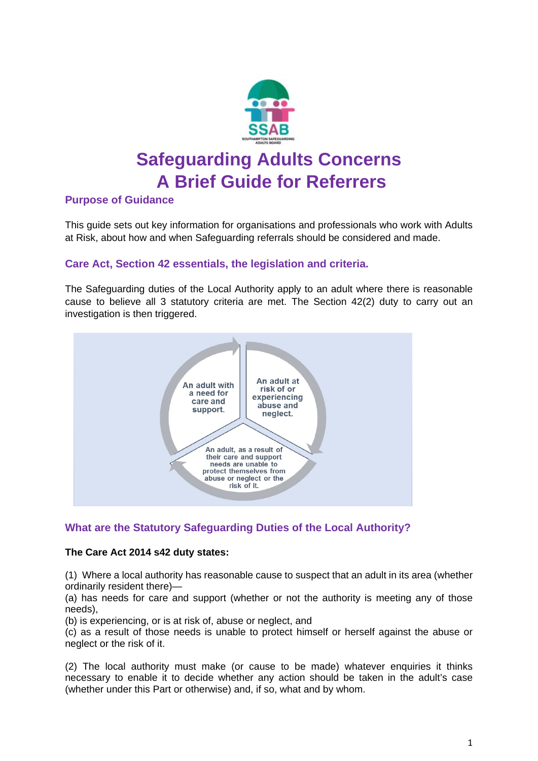# Safeguarding Adults Concerns
# A Brief Guide for Referrers

## Purpose of Guidance

This guide sets out key information for organisations and professionals who work with Adults at Risk, about how and when Safeguarding referrals should be considered and made.

## Care Act, Section 42 essentials, the legislation and criteria.

The Safeguarding duties of the Local Authority apply to an adult where there is reasonable cause to believe all 3 statutory criteria are met. The Section 42(2) duty to carry out an investigation is then triggered.

An adult with a need for care and support.

An adult at risk of or experiencing abuse and neglect.

An adult, as a result of their care and support needs are unable to protect themselves from abuse or neglect or the risk of it.

## What are the Statutory Safeguarding Duties of the Local Authority?

**The Care Act 2014 s42 duty states:**

(1) Where a local authority has reasonable cause to suspect that an adult in its area (whether ordinarily resident there)—
(a) has needs for care and support (whether or not the authority is meeting any of those needs),
(b) is experiencing, or is at risk of, abuse or neglect, and
(c) as a result of those needs is unable to protect himself or herself against the abuse or neglect or the risk of it.

(2) The local authority must make (or cause to be made) whatever enquiries it thinks necessary to enable it to decide whether any action should be taken in the adult's case (whether under this Part or otherwise) and, if so, what and by whom.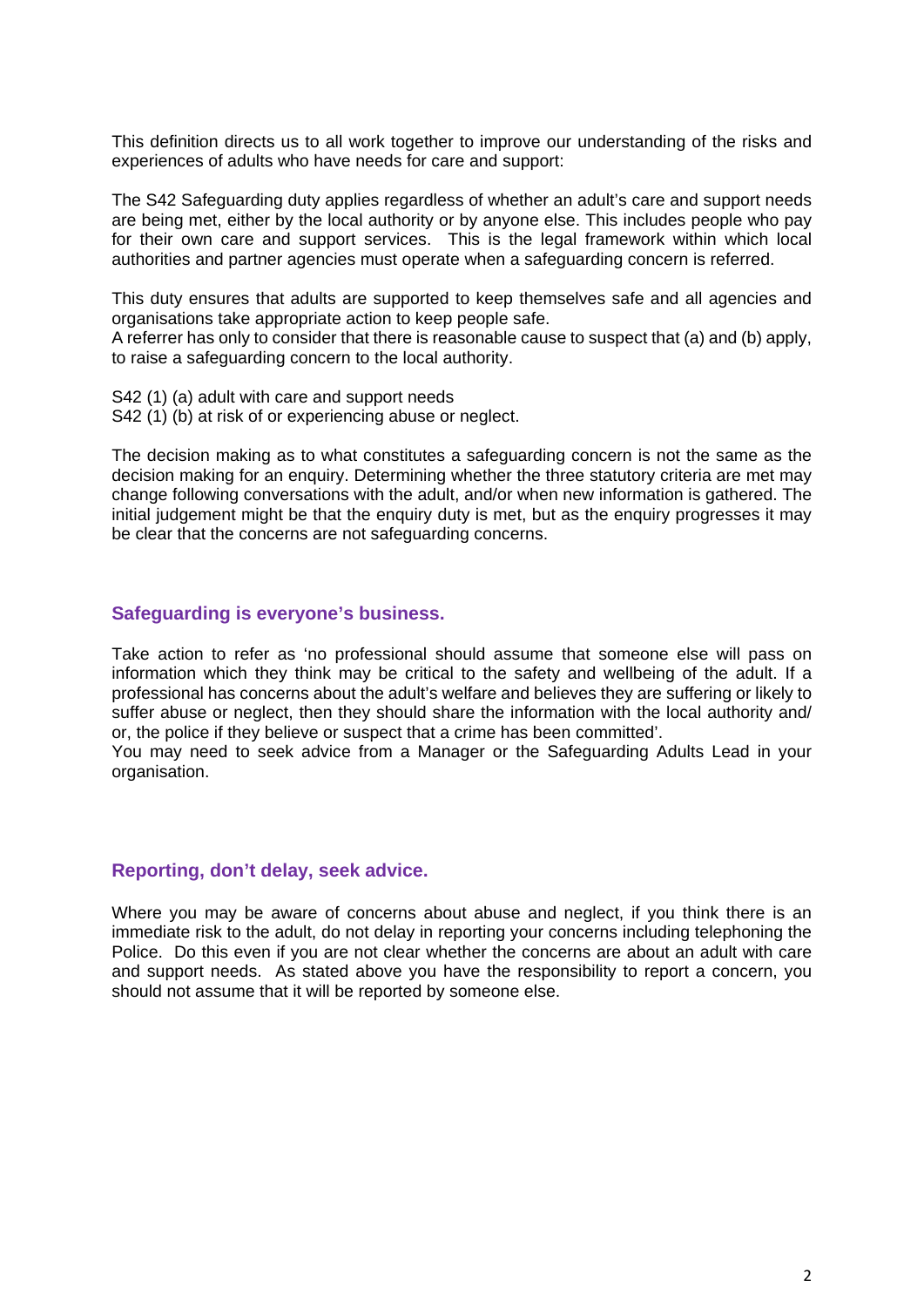This definition directs us to all work together to improve our understanding of the risks and experiences of adults who have needs for care and support:

The S42 Safeguarding duty applies regardless of whether an adult's care and support needs are being met, either by the local authority or by anyone else. This includes people who pay for their own care and support services. This is the legal framework within which local authorities and partner agencies must operate when a safeguarding concern is referred.

This duty ensures that adults are supported to keep themselves safe and all agencies and organisations take appropriate action to keep people safe.
A referrer has only to consider that there is reasonable cause to suspect that (a) and (b) apply, to raise a safeguarding concern to the local authority.

S42 (1) (a) adult with care and support needs
S42 (1) (b) at risk of or experiencing abuse or neglect.

The decision making as to what constitutes a safeguarding concern is not the same as the decision making for an enquiry. Determining whether the three statutory criteria are met may change following conversations with the adult, and/or when new information is gathered. The initial judgement might be that the enquiry duty is met, but as the enquiry progresses it may be clear that the concerns are not safeguarding concerns.

## Safeguarding is everyone's business.

Take action to refer as 'no professional should assume that someone else will pass on information which they think may be critical to the safety and wellbeing of the adult. If a professional has concerns about the adult's welfare and believes they are suffering or likely to suffer abuse or neglect, then they should share the information with the local authority and/ or, the police if they believe or suspect that a crime has been committed'.
You may need to seek advice from a Manager or the Safeguarding Adults Lead in your organisation.

## Reporting, don't delay, seek advice.

Where you may be aware of concerns about abuse and neglect, if you think there is an immediate risk to the adult, do not delay in reporting your concerns including telephoning the Police. Do this even if you are not clear whether the concerns are about an adult with care and support needs. As stated above you have the responsibility to report a concern, you should not assume that it will be reported by someone else.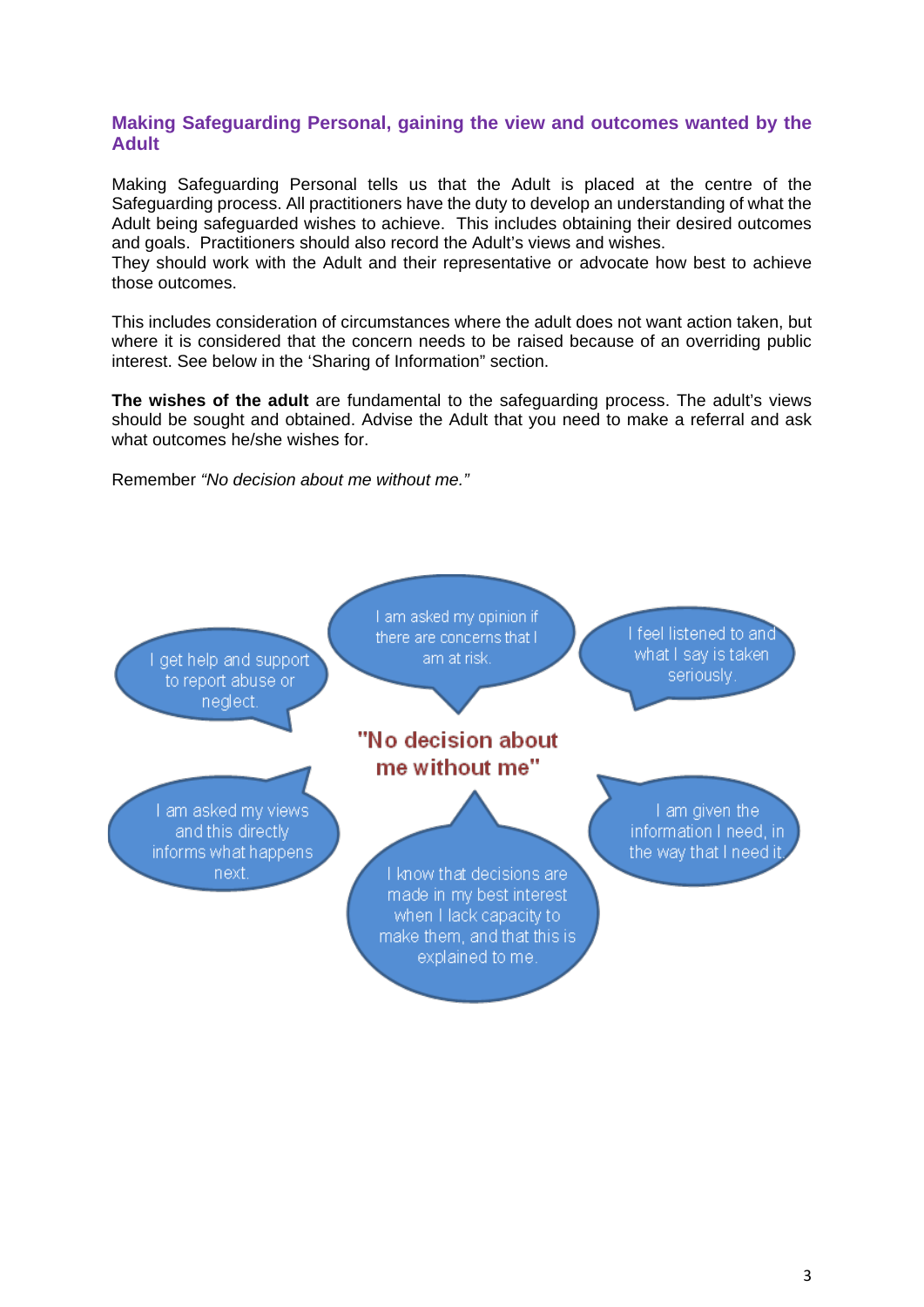## Making Safeguarding Personal, gaining the view and outcomes wanted by the Adult

Making Safeguarding Personal tells us that the Adult is placed at the centre of the Safeguarding process. All practitioners have the duty to develop an understanding of what the Adult being safeguarded wishes to achieve. This includes obtaining their desired outcomes and goals. Practitioners should also record the Adult's views and wishes.
They should work with the Adult and their representative or advocate how best to achieve those outcomes.

This includes consideration of circumstances where the adult does not want action taken, but where it is considered that the concern needs to be raised because of an overriding public interest. See below in the 'Sharing of Information" section.

**The wishes of the adult** are fundamental to the safeguarding process. The adult's views should be sought and obtained. Advise the Adult that you need to make a referral and ask what outcomes he/she wishes for.

Remember *"No decision about me without me."*

**"No decision about me without me"**

- I get help and support to report abuse or neglect.
- I am asked my opinion if there are concerns that I am at risk.
- I feel listened to and what I say is taken seriously.
- I am asked my views and this directly informs what happens next.
- I know that decisions are made in my best interest when I lack capacity to make them, and that this is explained to me.
- I am given the information I need, in the way that I need it.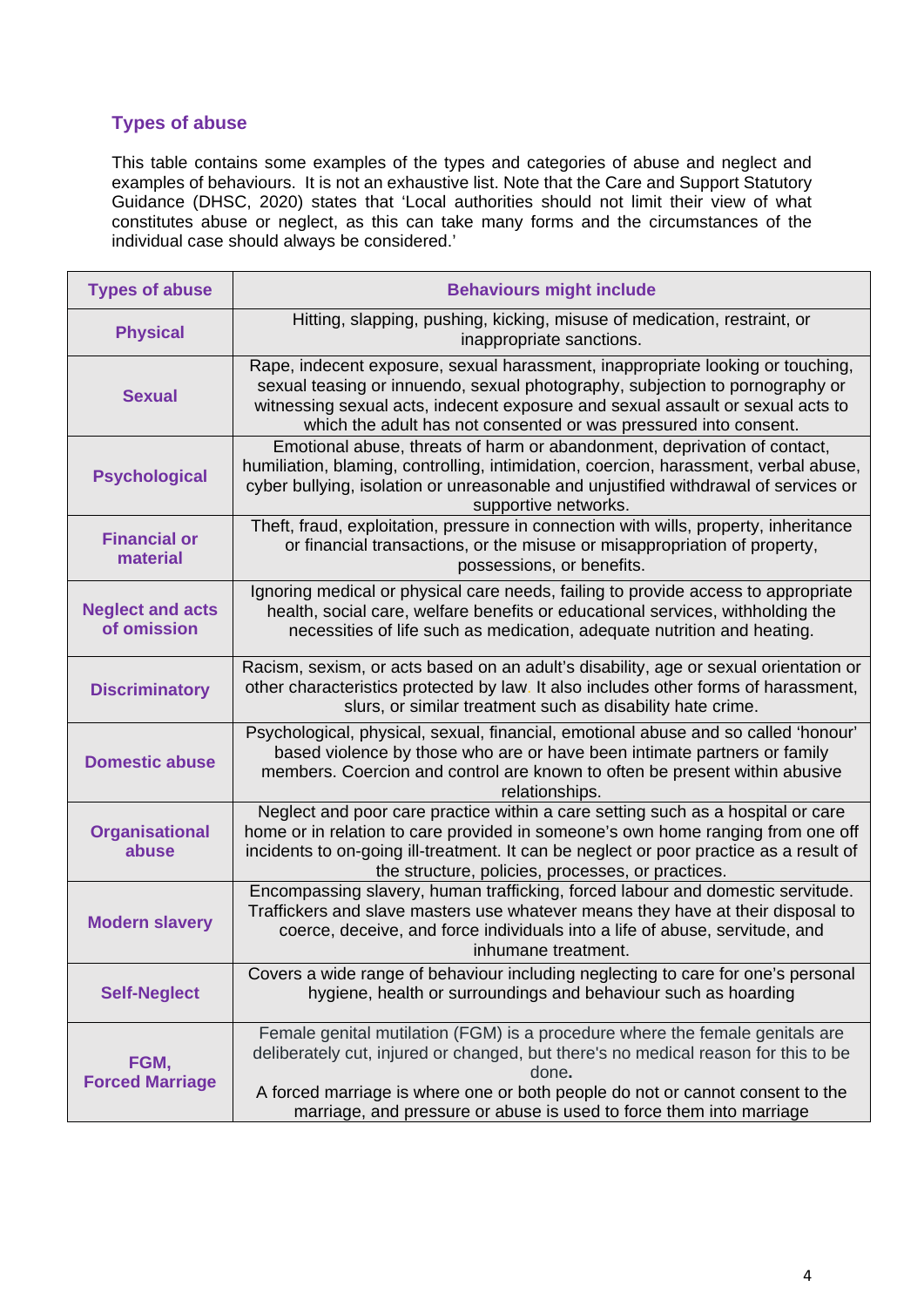## Types of abuse

This table contains some examples of the types and categories of abuse and neglect and examples of behaviours. It is not an exhaustive list. Note that the Care and Support Statutory Guidance (DHSC, 2020) states that 'Local authorities should not limit their view of what constitutes abuse or neglect, as this can take many forms and the circumstances of the individual case should always be considered.'

| Types of abuse | Behaviours might include |
|---|---|
| **Physical** | Hitting, slapping, pushing, kicking, misuse of medication, restraint, or inappropriate sanctions. |
| **Sexual** | Rape, indecent exposure, sexual harassment, inappropriate looking or touching, sexual teasing or innuendo, sexual photography, subjection to pornography or witnessing sexual acts, indecent exposure and sexual assault or sexual acts to which the adult has not consented or was pressured into consent. |
| **Psychological** | Emotional abuse, threats of harm or abandonment, deprivation of contact, humiliation, blaming, controlling, intimidation, coercion, harassment, verbal abuse, cyber bullying, isolation or unreasonable and unjustified withdrawal of services or supportive networks. |
| **Financial or material** | Theft, fraud, exploitation, pressure in connection with wills, property, inheritance or financial transactions, or the misuse or misappropriation of property, possessions, or benefits. |
| **Neglect and acts of omission** | Ignoring medical or physical care needs, failing to provide access to appropriate health, social care, welfare benefits or educational services, withholding the necessities of life such as medication, adequate nutrition and heating. |
| **Discriminatory** | Racism, sexism, or acts based on an adult's disability, age or sexual orientation or other characteristics protected by law. It also includes other forms of harassment, slurs, or similar treatment such as disability hate crime. |
| **Domestic abuse** | Psychological, physical, sexual, financial, emotional abuse and so called 'honour' based violence by those who are or have been intimate partners or family members. Coercion and control are known to often be present within abusive relationships. |
| **Organisational abuse** | Neglect and poor care practice within a care setting such as a hospital or care home or in relation to care provided in someone's own home ranging from one off incidents to on-going ill-treatment. It can be neglect or poor practice as a result of the structure, policies, processes, or practices. |
| **Modern slavery** | Encompassing slavery, human trafficking, forced labour and domestic servitude. Traffickers and slave masters use whatever means they have at their disposal to coerce, deceive, and force individuals into a life of abuse, servitude, and inhumane treatment. |
| **Self-Neglect** | Covers a wide range of behaviour including neglecting to care for one's personal hygiene, health or surroundings and behaviour such as hoarding |
| **FGM, Forced Marriage** | Female genital mutilation (FGM) is a procedure where the female genitals are deliberately cut, injured or changed, but there's no medical reason for this to be done.<br>A forced marriage is where one or both people do not or cannot consent to the marriage, and pressure or abuse is used to force them into marriage |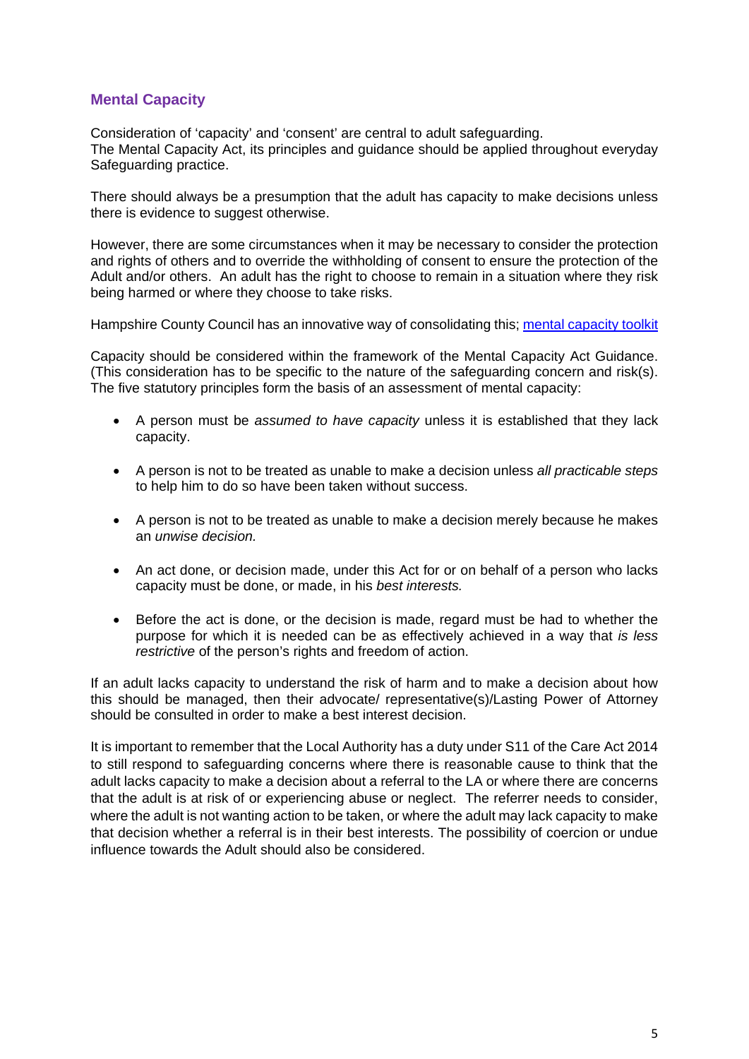## Mental Capacity

Consideration of 'capacity' and 'consent' are central to adult safeguarding.
The Mental Capacity Act, its principles and guidance should be applied throughout everyday Safeguarding practice.

There should always be a presumption that the adult has capacity to make decisions unless there is evidence to suggest otherwise.

However, there are some circumstances when it may be necessary to consider the protection and rights of others and to override the withholding of consent to ensure the protection of the Adult and/or others. An adult has the right to choose to remain in a situation where they risk being harmed or where they choose to take risks.

Hampshire County Council has an innovative way of consolidating this; [mental capacity toolkit]()

Capacity should be considered within the framework of the Mental Capacity Act Guidance. (This consideration has to be specific to the nature of the safeguarding concern and risk(s). The five statutory principles form the basis of an assessment of mental capacity:

- A person must be *assumed to have capacity* unless it is established that they lack capacity.
- A person is not to be treated as unable to make a decision unless *all practicable steps* to help him to do so have been taken without success.
- A person is not to be treated as unable to make a decision merely because he makes an *unwise decision.*
- An act done, or decision made, under this Act for or on behalf of a person who lacks capacity must be done, or made, in his *best interests.*
- Before the act is done, or the decision is made, regard must be had to whether the purpose for which it is needed can be as effectively achieved in a way that *is less restrictive* of the person's rights and freedom of action.

If an adult lacks capacity to understand the risk of harm and to make a decision about how this should be managed, then their advocate/ representative(s)/Lasting Power of Attorney should be consulted in order to make a best interest decision.

It is important to remember that the Local Authority has a duty under S11 of the Care Act 2014 to still respond to safeguarding concerns where there is reasonable cause to think that the adult lacks capacity to make a decision about a referral to the LA or where there are concerns that the adult is at risk of or experiencing abuse or neglect. The referrer needs to consider, where the adult is not wanting action to be taken, or where the adult may lack capacity to make that decision whether a referral is in their best interests. The possibility of coercion or undue influence towards the Adult should also be considered.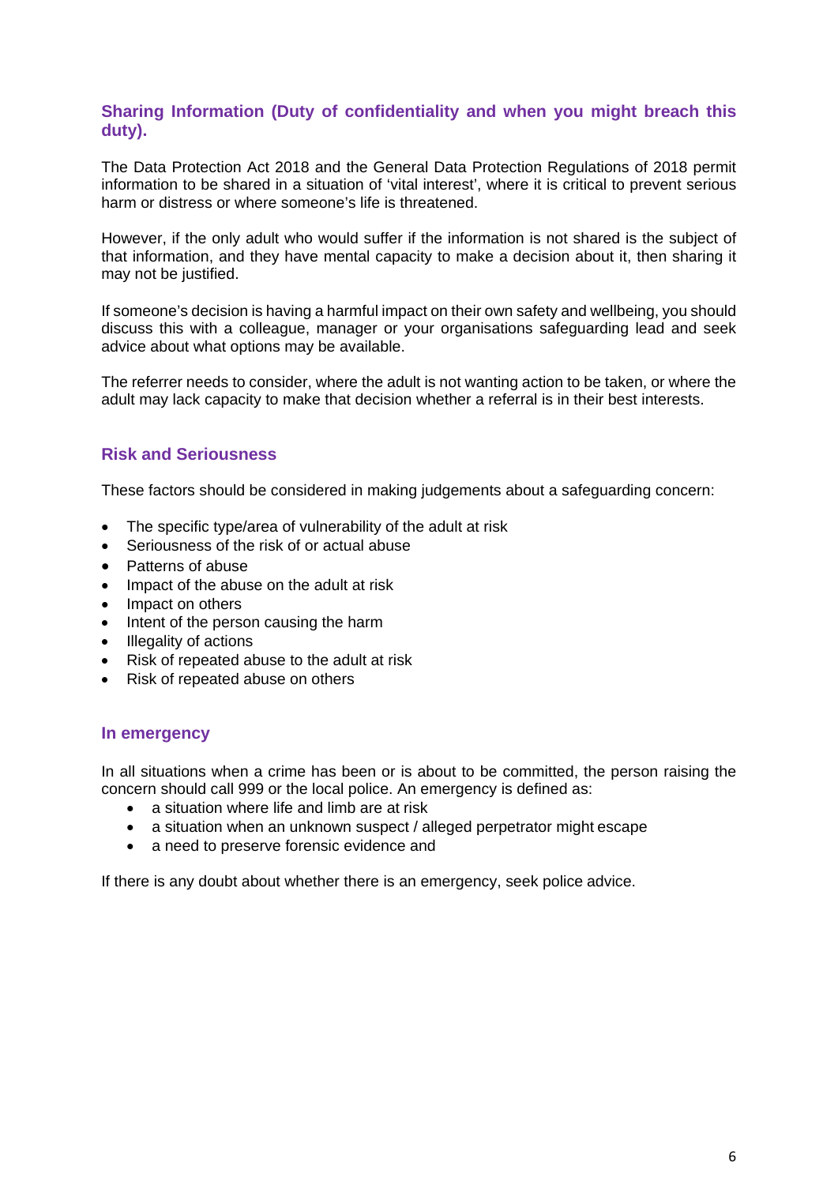## Sharing Information (Duty of confidentiality and when you might breach this duty).

The Data Protection Act 2018 and the General Data Protection Regulations of 2018 permit information to be shared in a situation of 'vital interest', where it is critical to prevent serious harm or distress or where someone's life is threatened.

However, if the only adult who would suffer if the information is not shared is the subject of that information, and they have mental capacity to make a decision about it, then sharing it may not be justified.

If someone's decision is having a harmful impact on their own safety and wellbeing, you should discuss this with a colleague, manager or your organisations safeguarding lead and seek advice about what options may be available.

The referrer needs to consider, where the adult is not wanting action to be taken, or where the adult may lack capacity to make that decision whether a referral is in their best interests.

## Risk and Seriousness

These factors should be considered in making judgements about a safeguarding concern:

- The specific type/area of vulnerability of the adult at risk
- Seriousness of the risk of or actual abuse
- Patterns of abuse
- Impact of the abuse on the adult at risk
- Impact on others
- Intent of the person causing the harm
- Illegality of actions
- Risk of repeated abuse to the adult at risk
- Risk of repeated abuse on others

## In emergency

In all situations when a crime has been or is about to be committed, the person raising the concern should call 999 or the local police. An emergency is defined as:

- a situation where life and limb are at risk
- a situation when an unknown suspect / alleged perpetrator might escape
- a need to preserve forensic evidence and

If there is any doubt about whether there is an emergency, seek police advice.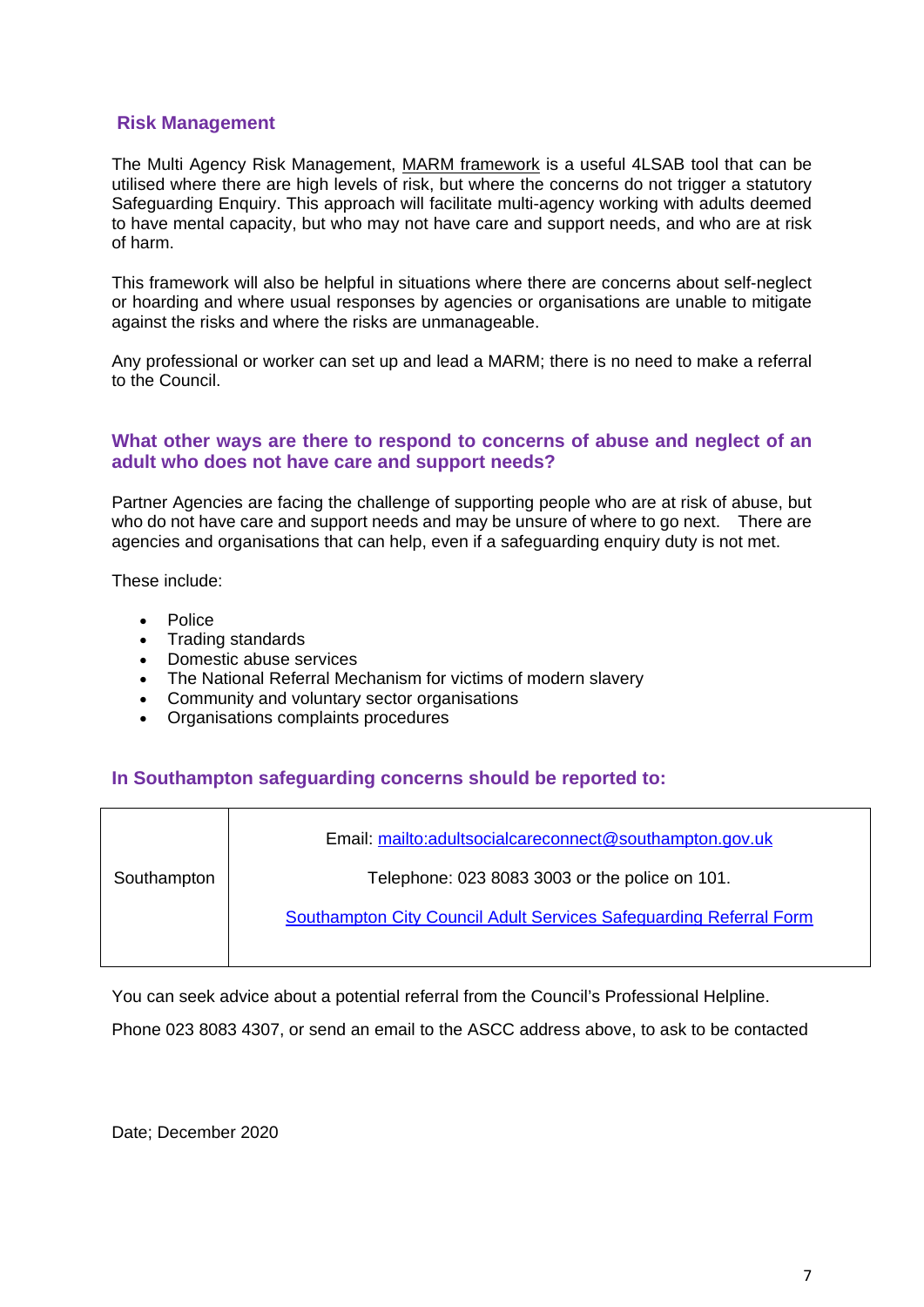## Risk Management

The Multi Agency Risk Management, MARM framework is a useful 4LSAB tool that can be utilised where there are high levels of risk, but where the concerns do not trigger a statutory Safeguarding Enquiry. This approach will facilitate multi-agency working with adults deemed to have mental capacity, but who may not have care and support needs, and who are at risk of harm.

This framework will also be helpful in situations where there are concerns about self-neglect or hoarding and where usual responses by agencies or organisations are unable to mitigate against the risks and where the risks are unmanageable.

Any professional or worker can set up and lead a MARM; there is no need to make a referral to the Council.

## What other ways are there to respond to concerns of abuse and neglect of an adult who does not have care and support needs?

Partner Agencies are facing the challenge of supporting people who are at risk of abuse, but who do not have care and support needs and may be unsure of where to go next. There are agencies and organisations that can help, even if a safeguarding enquiry duty is not met.

These include:

- Police
- Trading standards
- Domestic abuse services
- The National Referral Mechanism for victims of modern slavery
- Community and voluntary sector organisations
- Organisations complaints procedures

## In Southampton safeguarding concerns should be reported to:

| | |
|---|---|
| Southampton | Email: mailto:adultsocialcareconnect@southampton.gov.uk<br>Telephone: 023 8083 3003 or the police on 101.<br>Southampton City Council Adult Services Safeguarding Referral Form |

You can seek advice about a potential referral from the Council's Professional Helpline.

Phone 023 8083 4307, or send an email to the ASCC address above, to ask to be contacted

Date; December 2020